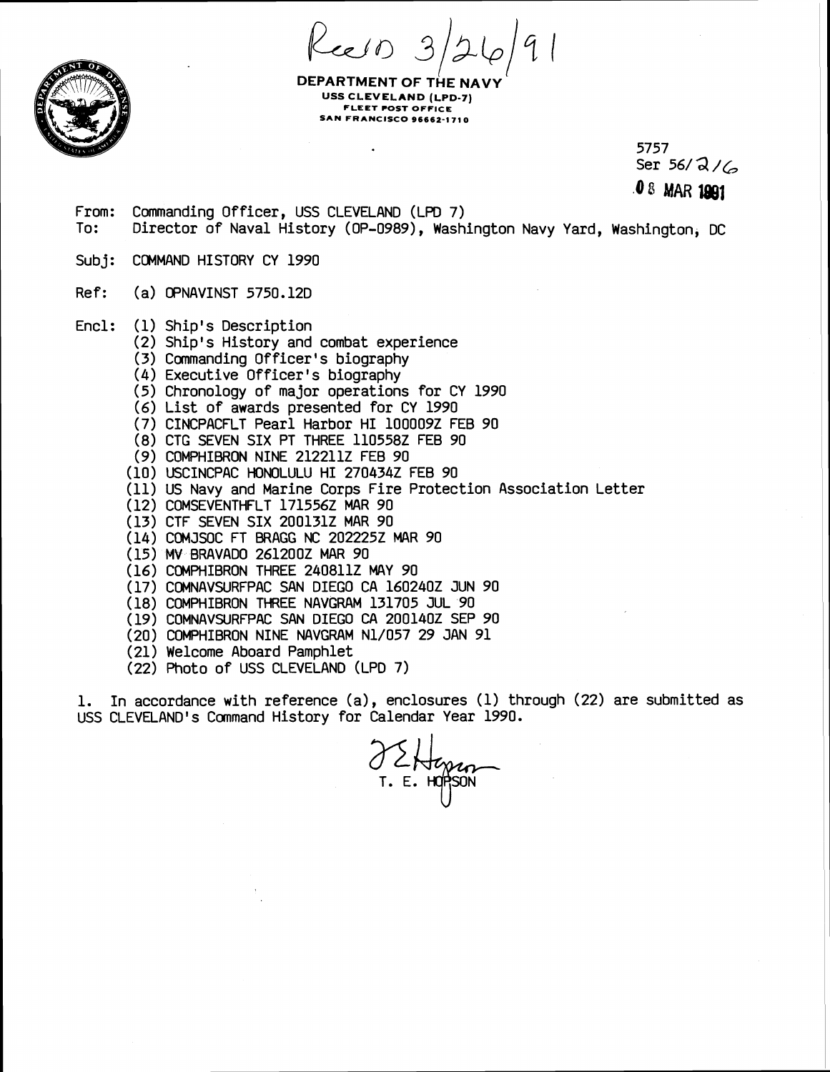Rec'd 3/26/91

**DEPARTMENT OF THE NAVY**
**USS CLEVELAND (LPD-7)**
**FLEET POST OFFICE**
**SAN FRANCISCO 96662-1710**

5757
Ser 56/216
08 MAR 1991

From: Commanding Officer, USS CLEVELAND (LPD 7)
To: Director of Naval History (OP-0989), Washington Navy Yard, Washington, DC

Subj: COMMAND HISTORY CY 1990

Ref: (a) OPNAVINST 5750.12D

Encl: (1) Ship's Description
(2) Ship's History and combat experience
(3) Commanding Officer's biography
(4) Executive Officer's biography
(5) Chronology of major operations for CY 1990
(6) List of awards presented for CY 1990
(7) CINCPACFLT Pearl Harbor HI 100009Z FEB 90
(8) CTG SEVEN SIX PT THREE 110558Z FEB 90
(9) COMPHIBRON NINE 212211Z FEB 90
(10) USCINCPAC HONOLULU HI 270434Z FEB 90
(11) US Navy and Marine Corps Fire Protection Association Letter
(12) COMSEVENTHFLT 171556Z MAR 90
(13) CTF SEVEN SIX 200131Z MAR 90
(14) COMJSOC FT BRAGG NC 202225Z MAR 90
(15) MV BRAVADO 261200Z MAR 90
(16) COMPHIBRON THREE 240811Z MAY 90
(17) COMNAVSURFPAC SAN DIEGO CA 160240Z JUN 90
(18) COMPHIBRON THREE NAVGRAM 131705 JUL 90
(19) COMNAVSURFPAC SAN DIEGO CA 200140Z SEP 90
(20) COMPHIBRON NINE NAVGRAM N1/057 29 JAN 91
(21) Welcome Aboard Pamphlet
(22) Photo of USS CLEVELAND (LPD 7)

1. In accordance with reference (a), enclosures (1) through (22) are submitted as USS CLEVELAND's Command History for Calendar Year 1990.

T. E. HOPSON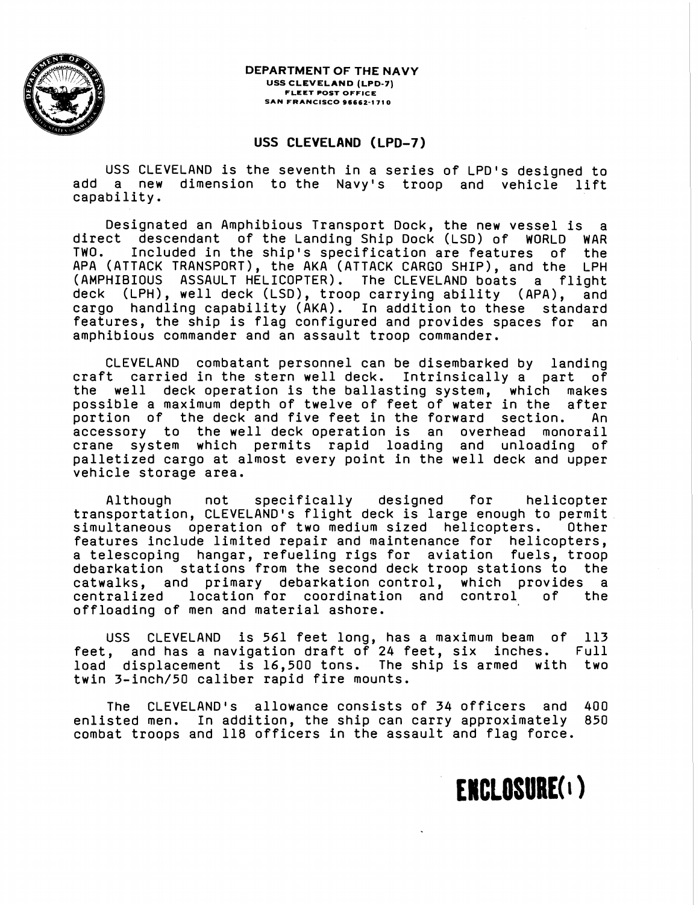**DEPARTMENT OF THE NAVY**
USS CLEVELAND (LPD-7)
FLEET POST OFFICE
SAN FRANCISCO 96662-1710

## USS CLEVELAND (LPD-7)

USS CLEVELAND is the seventh in a series of LPD's designed to add a new dimension to the Navy's troop and vehicle lift capability.

Designated an Amphibious Transport Dock, the new vessel is a direct descendant of the Landing Ship Dock (LSD) of WORLD WAR TWO. Included in the ship's specification are features of the APA (ATTACK TRANSPORT), the AKA (ATTACK CARGO SHIP), and the LPH (AMPHIBIOUS ASSAULT HELICOPTER). The CLEVELAND boats a flight deck (LPH), well deck (LSD), troop carrying ability (APA), and cargo handling capability (AKA). In addition to these standard features, the ship is flag configured and provides spaces for an amphibious commander and an assault troop commander.

CLEVELAND combatant personnel can be disembarked by landing craft carried in the stern well deck. Intrinsically a part of the well deck operation is the ballasting system, which makes possible a maximum depth of twelve of feet of water in the after portion of the deck and five feet in the forward section. An accessory to the well deck operation is an overhead monorail crane system which permits rapid loading and unloading of palletized cargo at almost every point in the well deck and upper vehicle storage area.

Although not specifically designed for helicopter transportation, CLEVELAND's flight deck is large enough to permit simultaneous operation of two medium sized helicopters. Other features include limited repair and maintenance for helicopters, a telescoping hangar, refueling rigs for aviation fuels, troop debarkation stations from the second deck troop stations to the catwalks, and primary debarkation control, which provides a centralized location for coordination and control of the offloading of men and material ashore.

USS CLEVELAND is 561 feet long, has a maximum beam of 113 feet, and has a navigation draft of 24 feet, six inches. Full load displacement is 16,500 tons. The ship is armed with two twin 3-inch/50 caliber rapid fire mounts.

The CLEVELAND's allowance consists of 34 officers and 400 enlisted men. In addition, the ship can carry approximately 850 combat troops and 118 officers in the assault and flag force.

**ENCLOSURE(1)**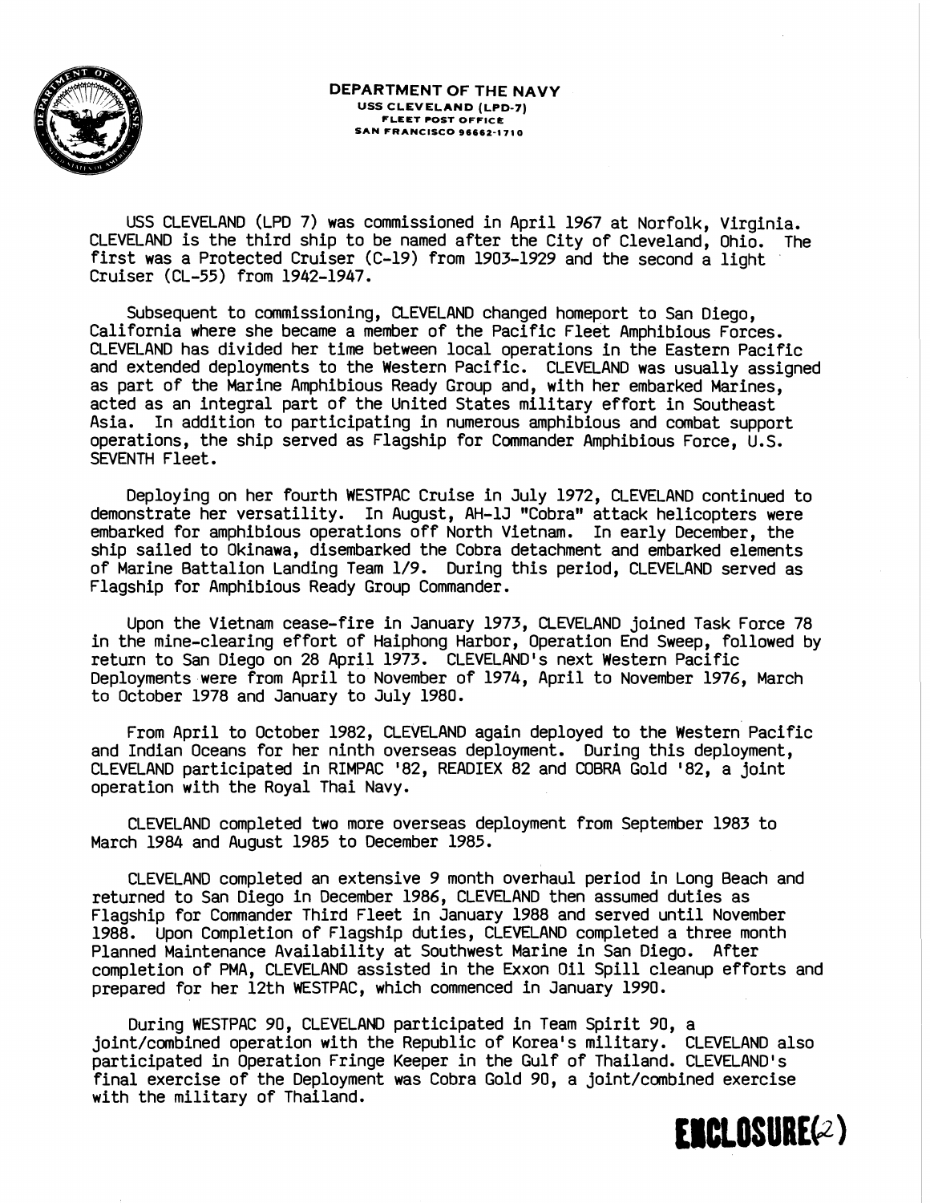**DEPARTMENT OF THE NAVY**
**USS CLEVELAND (LPD-7)**
**FLEET POST OFFICE**
**SAN FRANCISCO 96662-1710**

USS CLEVELAND (LPD 7) was commissioned in April 1967 at Norfolk, Virginia. CLEVELAND is the third ship to be named after the City of Cleveland, Ohio. The first was a Protected Cruiser (C-19) from 1903-1929 and the second a light Cruiser (CL-55) from 1942-1947.

Subsequent to commissioning, CLEVELAND changed homeport to San Diego, California where she became a member of the Pacific Fleet Amphibious Forces. CLEVELAND has divided her time between local operations in the Eastern Pacific and extended deployments to the Western Pacific. CLEVELAND was usually assigned as part of the Marine Amphibious Ready Group and, with her embarked Marines, acted as an integral part of the United States military effort in Southeast Asia. In addition to participating in numerous amphibious and combat support operations, the ship served as Flagship for Commander Amphibious Force, U.S. SEVENTH Fleet.

Deploying on her fourth WESTPAC Cruise in July 1972, CLEVELAND continued to demonstrate her versatility. In August, AH-1J "Cobra" attack helicopters were embarked for amphibious operations off North Vietnam. In early December, the ship sailed to Okinawa, disembarked the Cobra detachment and embarked elements of Marine Battalion Landing Team 1/9. During this period, CLEVELAND served as Flagship for Amphibious Ready Group Commander.

Upon the Vietnam cease-fire in January 1973, CLEVELAND joined Task Force 78 in the mine-clearing effort of Haiphong Harbor, Operation End Sweep, followed by return to San Diego on 28 April 1973. CLEVELAND's next Western Pacific Deployments were from April to November of 1974, April to November 1976, March to October 1978 and January to July 1980.

From April to October 1982, CLEVELAND again deployed to the Western Pacific and Indian Oceans for her ninth overseas deployment. During this deployment, CLEVELAND participated in RIMPAC '82, READIEX 82 and COBRA Gold '82, a joint operation with the Royal Thai Navy.

CLEVELAND completed two more overseas deployment from September 1983 to March 1984 and August 1985 to December 1985.

CLEVELAND completed an extensive 9 month overhaul period in Long Beach and returned to San Diego in December 1986, CLEVELAND then assumed duties as Flagship for Commander Third Fleet in January 1988 and served until November 1988. Upon Completion of Flagship duties, CLEVELAND completed a three month Planned Maintenance Availability at Southwest Marine in San Diego. After completion of PMA, CLEVELAND assisted in the Exxon Oil Spill cleanup efforts and prepared for her 12th WESTPAC, which commenced in January 1990.

During WESTPAC 90, CLEVELAND participated in Team Spirit 90, a joint/combined operation with the Republic of Korea's military. CLEVELAND also participated in Operation Fringe Keeper in the Gulf of Thailand. CLEVELAND's final exercise of the Deployment was Cobra Gold 90, a joint/combined exercise with the military of Thailand.

**ENCLOSURE(2)**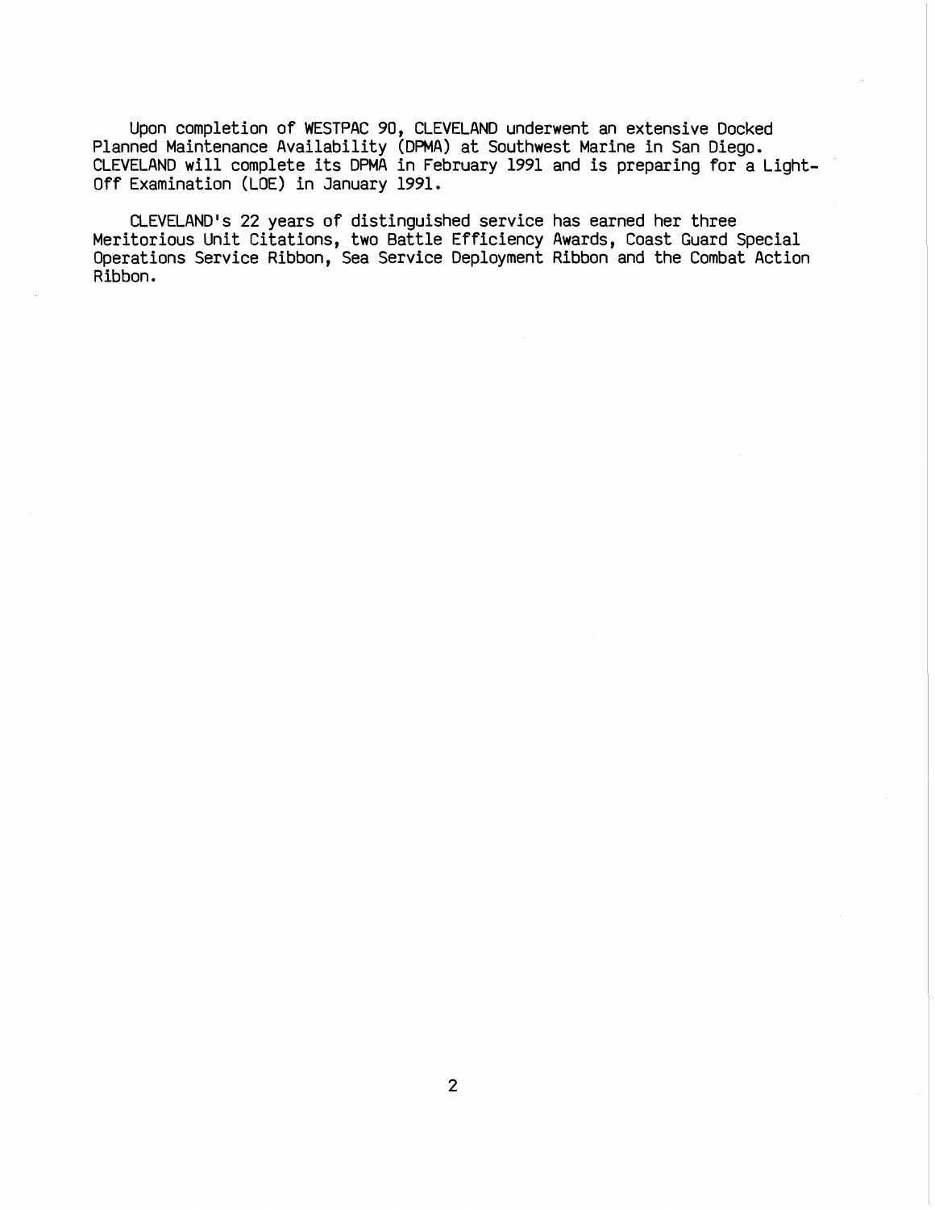Upon completion of WESTPAC 90, CLEVELAND underwent an extensive Docked Planned Maintenance Availability (DPMA) at Southwest Marine in San Diego. CLEVELAND will complete its DPMA in February 1991 and is preparing for a Light-Off Examination (LOE) in January 1991.

CLEVELAND's 22 years of distinguished service has earned her three Meritorious Unit Citations, two Battle Efficiency Awards, Coast Guard Special Operations Service Ribbon, Sea Service Deployment Ribbon and the Combat Action Ribbon.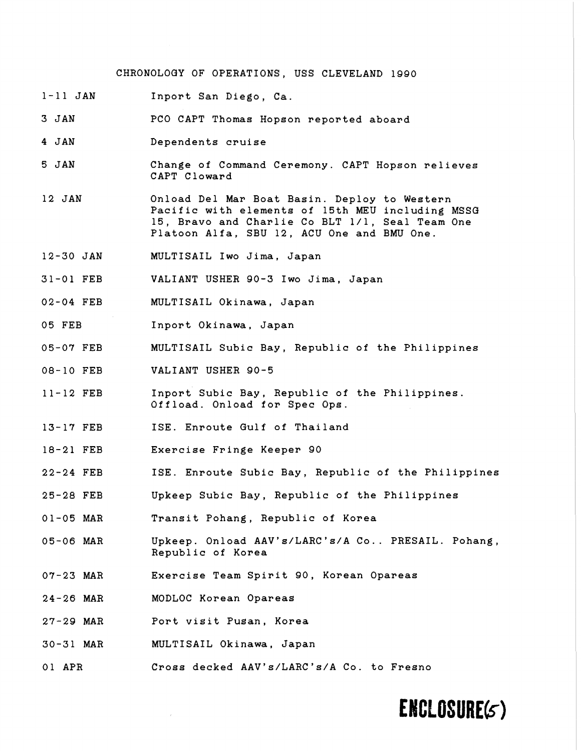# CHRONOLOGY OF OPERATIONS, USS CLEVELAND 1990

| | |
|---|---|
| 1-11 JAN | Inport San Diego, Ca. |
| 3 JAN | PCO CAPT Thomas Hopson reported aboard |
| 4 JAN | Dependents cruise |
| 5 JAN | Change of Command Ceremony. CAPT Hopson relieves CAPT Cloward |
| 12 JAN | Onload Del Mar Boat Basin. Deploy to Western Pacific with elements of 15th MEU including MSSG 15, Bravo and Charlie Co BLT 1/1, Seal Team One Platoon Alfa, SBU 12, ACU One and BMU One. |
| 12-30 JAN | MULTISAIL Iwo Jima, Japan |
| 31-01 FEB | VALIANT USHER 90-3 Iwo Jima, Japan |
| 02-04 FEB | MULTISAIL Okinawa, Japan |
| 05 FEB | Inport Okinawa, Japan |
| 05-07 FEB | MULTISAIL Subic Bay, Republic of the Philippines |
| 08-10 FEB | VALIANT USHER 90-5 |
| 11-12 FEB | Inport Subic Bay, Republic of the Philippines. Offload. Onload for Spec Ops. |
| 13-17 FEB | ISE. Enroute Gulf of Thailand |
| 18-21 FEB | Exercise Fringe Keeper 90 |
| 22-24 FEB | ISE. Enroute Subic Bay, Republic of the Philippines |
| 25-28 FEB | Upkeep Subic Bay, Republic of the Philippines |
| 01-05 MAR | Transit Pohang, Republic of Korea |
| 05-06 MAR | Upkeep. Onload AAV's/LARC's/A Co.. PRESAIL. Pohang, Republic of Korea |
| 07-23 MAR | Exercise Team Spirit 90, Korean Opareas |
| 24-26 MAR | MODLOC Korean Opareas |
| 27-29 MAR | Port visit Pusan, Korea |
| 30-31 MAR | MULTISAIL Okinawa, Japan |
| 01 APR | Cross decked AAV's/LARC's/A Co. to Fresno |

**ENCLOSURE(5)**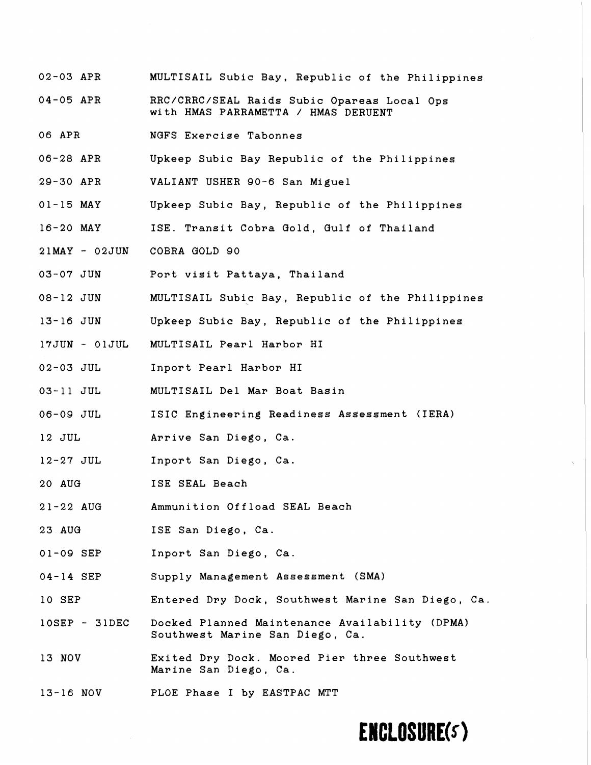| | |
|---|---|
| 02-03 APR | MULTISAIL Subic Bay, Republic of the Philippines |
| 04-05 APR | RRC/CRRC/SEAL Raids Subic Opareas Local Ops with HMAS PARRAMETTA / HMAS DERUENT |
| 06 APR | NGFS Exercise Tabonnes |
| 06-28 APR | Upkeep Subic Bay Republic of the Philippines |
| 29-30 APR | VALIANT USHER 90-6 San Miguel |
| 01-15 MAY | Upkeep Subic Bay, Republic of the Philippines |
| 16-20 MAY | ISE. Transit Cobra Gold, Gulf of Thailand |
| 21MAY - 02JUN | COBRA GOLD 90 |
| 03-07 JUN | Port visit Pattaya, Thailand |
| 08-12 JUN | MULTISAIL Subic Bay, Republic of the Philippines |
| 13-16 JUN | Upkeep Subic Bay, Republic of the Philippines |
| 17JUN - 01JUL | MULTISAIL Pearl Harbor HI |
| 02-03 JUL | Inport Pearl Harbor HI |
| 03-11 JUL | MULTISAIL Del Mar Boat Basin |
| 06-09 JUL | ISIC Engineering Readiness Assessment (IERA) |
| 12 JUL | Arrive San Diego, Ca. |
| 12-27 JUL | Inport San Diego, Ca. |
| 20 AUG | ISE SEAL Beach |
| 21-22 AUG | Ammunition Offload SEAL Beach |
| 23 AUG | ISE San Diego, Ca. |
| 01-09 SEP | Inport San Diego, Ca. |
| 04-14 SEP | Supply Management Assessment (SMA) |
| 10 SEP | Entered Dry Dock, Southwest Marine San Diego, Ca. |
| 10SEP - 31DEC | Docked Planned Maintenance Availability (DPMA) Southwest Marine San Diego, Ca. |
| 13 NOV | Exited Dry Dock. Moored Pier three Southwest Marine San Diego, Ca. |
| 13-16 NOV | PLOE Phase I by EASTPAC MTT |

**ENCLOSURE(5)**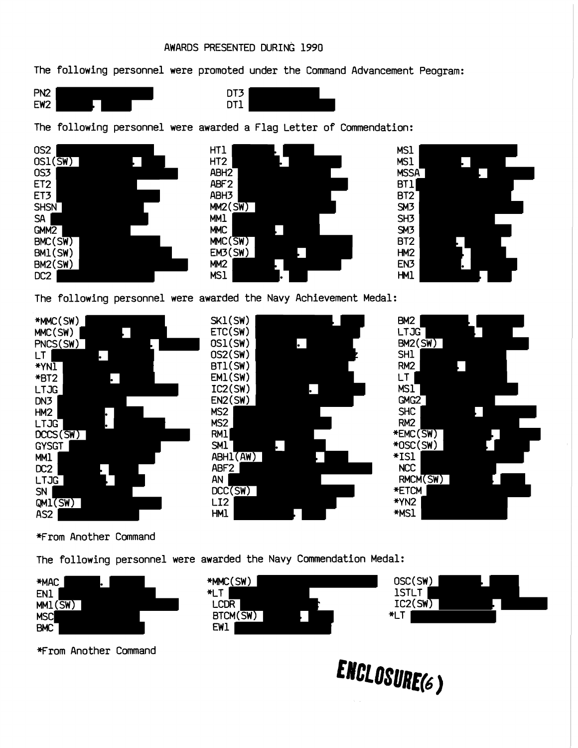AWARDS PRESENTED DURING 1990

The following personnel were promoted under the Command Advancement Peogram:

PN2
EW2
DT3
DT1

The following personnel were awarded a Flag Letter of Commendation:

OS2
OS1(SW)
OS3
ET2
ET3
SHSN
SA
GMM2
BMC(SW)
BM1(SW)
BM2(SW)
DC2
HT1
HT2
ABH2
ABF2
ABH3
MM2(SW)
MM1
MMC
MMC(SW)
EM3(SW)
MM2
MS1
MS1
MS1
MSSA
BT1
BT2
SM3
SH3
SM3
BT2
HM2
EN3
HM1

The following personnel were awarded the Navy Achievement Medal:

*MMC(SW)
MMC(SW)
PNCS(SW)
LT
*YN1
*BT2
LTJG
DN3
HM2
LTJG
DCCS(SW)
GYSGT
MM1
DC2
LTJG
SN
QM1(SW)
AS2
SK1(SW)
ETC(SW)
OS1(SW)
OS2(SW)
BT1(SW)
EM1(SW)
IC2(SW)
EN2(SW)
MS2
MS2
RM1
SM1
ABH1(AW)
ABF2
AN
DCC(SW)
LI2
HM1
BM2
LTJG
BM2(SW)
SH1
RM2
LT
MS1
GMG2
SHC
RM2
*EMC(SW)
*OSC(SW)
*IS1
NCC
RMCM(SW)
*ETCM
*YN2
*MS1

*From Another Command

The following personnel were awarded the Navy Commendation Medal:

*MAC
EN1
MM1(SW)
MSC
BMC
*MMC(SW)
*LT
LCDR
BTCM(SW)
EW1
OSC(SW)
1STLT
IC2(SW)
*LT

*From Another Command

ENCLOSURE(6)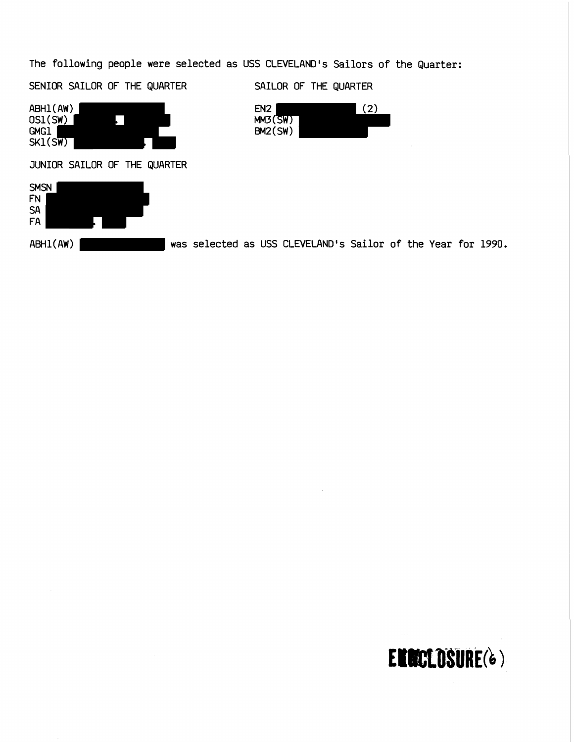The following people were selected as USS CLEVELAND's Sailors of the Quarter:

SENIOR SAILOR OF THE QUARTER

ABH1(AW)
OS1(SW)
GMG1
SK1(SW)

SAILOR OF THE QUARTER

EN2 (2)
MM3(SW)
BM2(SW)

JUNIOR SAILOR OF THE QUARTER

SMSN
FN
SA
FA

ABH1(AW) was selected as USS CLEVELAND's Sailor of the Year for 1990.

ENCLOSURE(6)